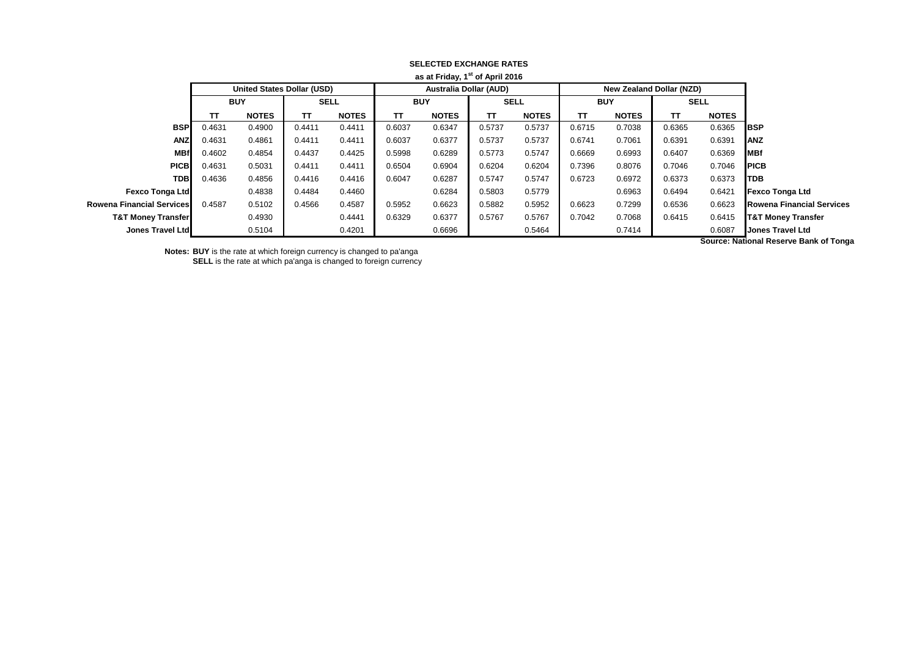**SELECTED EXCHANGE RATES**

**as at Friday, 1st of April 2016**

| | United States Dollar (USD) | | | | Australia Dollar (AUD) | | | | New Zealand Dollar (NZD) | | | | |
|---|---|---|---|---|---|---|---|---|---|---|---|---|---|
| | BUY | | SELL | | BUY | | SELL | | BUY | | SELL | | |
| | TT | NOTES | TT | NOTES | TT | NOTES | TT | NOTES | TT | NOTES | TT | NOTES | |
| **BSP** | 0.4631 | 0.4900 | 0.4411 | 0.4411 | 0.6037 | 0.6347 | 0.5737 | 0.5737 | 0.6715 | 0.7038 | 0.6365 | 0.6365 | **BSP** |
| **ANZ** | 0.4631 | 0.4861 | 0.4411 | 0.4411 | 0.6037 | 0.6377 | 0.5737 | 0.5737 | 0.6741 | 0.7061 | 0.6391 | 0.6391 | **ANZ** |
| **MBf** | 0.4602 | 0.4854 | 0.4437 | 0.4425 | 0.5998 | 0.6289 | 0.5773 | 0.5747 | 0.6669 | 0.6993 | 0.6407 | 0.6369 | **MBf** |
| **PICB** | 0.4631 | 0.5031 | 0.4411 | 0.4411 | 0.6504 | 0.6904 | 0.6204 | 0.6204 | 0.7396 | 0.8076 | 0.7046 | 0.7046 | **PICB** |
| **TDB** | 0.4636 | 0.4856 | 0.4416 | 0.4416 | 0.6047 | 0.6287 | 0.5747 | 0.5747 | 0.6723 | 0.6972 | 0.6373 | 0.6373 | **TDB** |
| **Fexco Tonga Ltd** | | 0.4838 | 0.4484 | 0.4460 | | 0.6284 | 0.5803 | 0.5779 | | 0.6963 | 0.6494 | 0.6421 | **Fexco Tonga Ltd** |
| **Rowena Financial Services** | 0.4587 | 0.5102 | 0.4566 | 0.4587 | 0.5952 | 0.6623 | 0.5882 | 0.5952 | 0.6623 | 0.7299 | 0.6536 | 0.6623 | **Rowena Financial Services** |
| **T&T Money Transfer** | | 0.4930 | | 0.4441 | 0.6329 | 0.6377 | 0.5767 | 0.5767 | 0.7042 | 0.7068 | 0.6415 | 0.6415 | **T&T Money Transfer** |
| **Jones Travel Ltd** | | 0.5104 | | 0.4201 | | 0.6696 | | 0.5464 | | 0.7414 | | 0.6087 | **Jones Travel Ltd** |

**Source: National Reserve Bank of Tonga**

**Notes: BUY** is the rate at which foreign currency is changed to pa'anga
**SELL** is the rate at which pa'anga is changed to foreign currency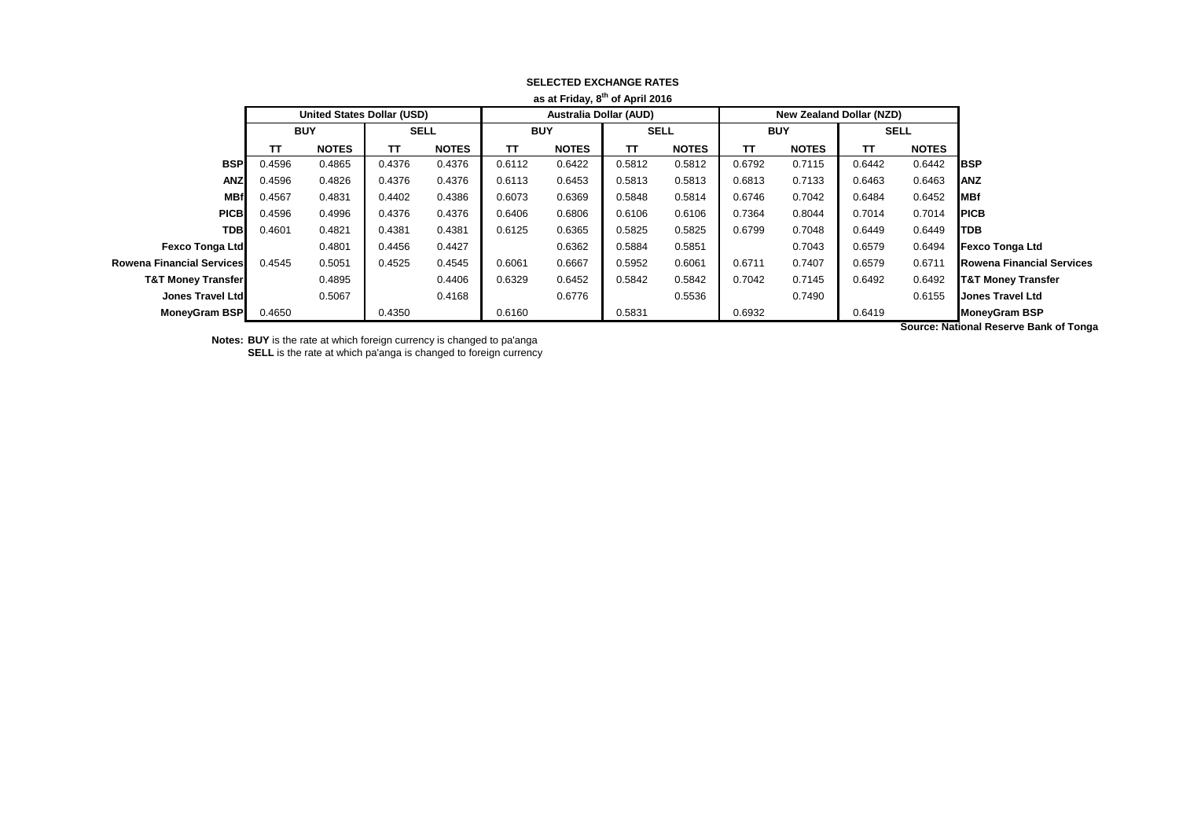# SELECTED EXCHANGE RATES

**as at Friday, 8th of April 2016**

| | United States Dollar (USD) | | | | Australia Dollar (AUD) | | | | New Zealand Dollar (NZD) | | | | |
|---|---|---|---|---|---|---|---|---|---|---|---|---|---|
| | BUY | | SELL | | BUY | | SELL | | BUY | | SELL | | |
| | TT | NOTES | TT | NOTES | TT | NOTES | TT | NOTES | TT | NOTES | TT | NOTES | |
| **BSP** | 0.4596 | 0.4865 | 0.4376 | 0.4376 | 0.6112 | 0.6422 | 0.5812 | 0.5812 | 0.6792 | 0.7115 | 0.6442 | 0.6442 | **BSP** |
| **ANZ** | 0.4596 | 0.4826 | 0.4376 | 0.4376 | 0.6113 | 0.6453 | 0.5813 | 0.5813 | 0.6813 | 0.7133 | 0.6463 | 0.6463 | **ANZ** |
| **MBf** | 0.4567 | 0.4831 | 0.4402 | 0.4386 | 0.6073 | 0.6369 | 0.5848 | 0.5814 | 0.6746 | 0.7042 | 0.6484 | 0.6452 | **MBf** |
| **PICB** | 0.4596 | 0.4996 | 0.4376 | 0.4376 | 0.6406 | 0.6806 | 0.6106 | 0.6106 | 0.7364 | 0.8044 | 0.7014 | 0.7014 | **PICB** |
| **TDB** | 0.4601 | 0.4821 | 0.4381 | 0.4381 | 0.6125 | 0.6365 | 0.5825 | 0.5825 | 0.6799 | 0.7048 | 0.6449 | 0.6449 | **TDB** |
| **Fexco Tonga Ltd** | | 0.4801 | 0.4456 | 0.4427 | | 0.6362 | 0.5884 | 0.5851 | | 0.7043 | 0.6579 | 0.6494 | **Fexco Tonga Ltd** |
| **Rowena Financial Services** | 0.4545 | 0.5051 | 0.4525 | 0.4545 | 0.6061 | 0.6667 | 0.5952 | 0.6061 | 0.6711 | 0.7407 | 0.6579 | 0.6711 | **Rowena Financial Services** |
| **T&T Money Transfer** | | 0.4895 | | 0.4406 | 0.6329 | 0.6452 | 0.5842 | 0.5842 | 0.7042 | 0.7145 | 0.6492 | 0.6492 | **T&T Money Transfer** |
| **Jones Travel Ltd** | | 0.5067 | | 0.4168 | | 0.6776 | | 0.5536 | | 0.7490 | | 0.6155 | **Jones Travel Ltd** |
| **MoneyGram BSP** | 0.4650 | | 0.4350 | | 0.6160 | | 0.5831 | | 0.6932 | | 0.6419 | | **MoneyGram BSP** |

**Source: National Reserve Bank of Tonga**

**Notes:** **BUY** is the rate at which foreign currency is changed to pa'anga
**SELL** is the rate at which pa'anga is changed to foreign currency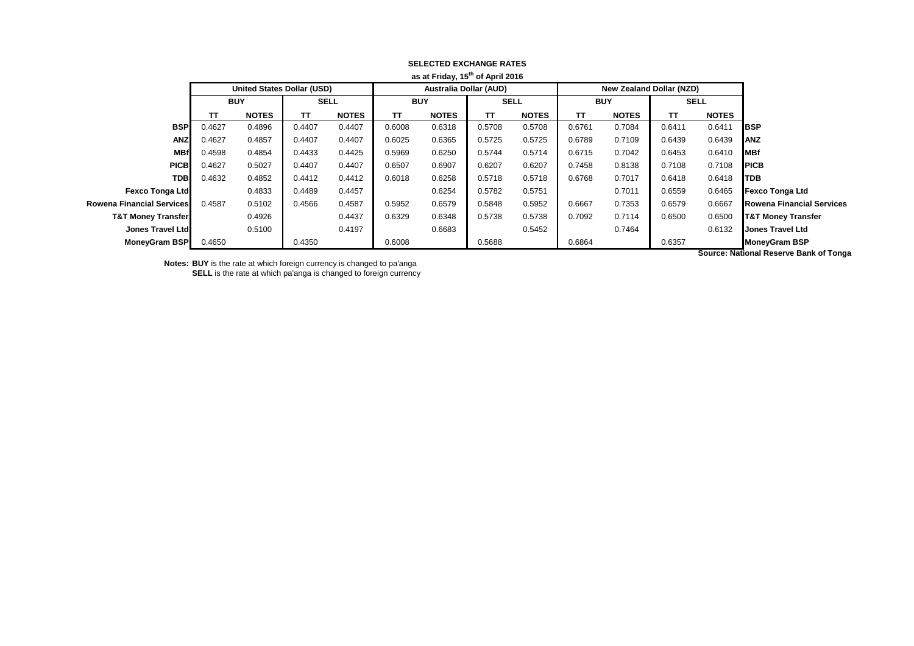**SELECTED EXCHANGE RATES**

**as at Friday, 15th of April 2016**

| | United States Dollar (USD) | | | | Australia Dollar (AUD) | | | | New Zealand Dollar (NZD) | | | | |
|---|---|---|---|---|---|---|---|---|---|---|---|---|---|
| | BUY | | SELL | | BUY | | SELL | | BUY | | SELL | | |
| | TT | NOTES | TT | NOTES | TT | NOTES | TT | NOTES | TT | NOTES | TT | NOTES | |
| **BSP** | 0.4627 | 0.4896 | 0.4407 | 0.4407 | 0.6008 | 0.6318 | 0.5708 | 0.5708 | 0.6761 | 0.7084 | 0.6411 | 0.6411 | **BSP** |
| **ANZ** | 0.4627 | 0.4857 | 0.4407 | 0.4407 | 0.6025 | 0.6365 | 0.5725 | 0.5725 | 0.6789 | 0.7109 | 0.6439 | 0.6439 | **ANZ** |
| **MBf** | 0.4598 | 0.4854 | 0.4433 | 0.4425 | 0.5969 | 0.6250 | 0.5744 | 0.5714 | 0.6715 | 0.7042 | 0.6453 | 0.6410 | **MBf** |
| **PICB** | 0.4627 | 0.5027 | 0.4407 | 0.4407 | 0.6507 | 0.6907 | 0.6207 | 0.6207 | 0.7458 | 0.8138 | 0.7108 | 0.7108 | **PICB** |
| **TDB** | 0.4632 | 0.4852 | 0.4412 | 0.4412 | 0.6018 | 0.6258 | 0.5718 | 0.5718 | 0.6768 | 0.7017 | 0.6418 | 0.6418 | **TDB** |
| **Fexco Tonga Ltd** | | 0.4833 | 0.4489 | 0.4457 | | 0.6254 | 0.5782 | 0.5751 | | 0.7011 | 0.6559 | 0.6465 | **Fexco Tonga Ltd** |
| **Rowena Financial Services** | 0.4587 | 0.5102 | 0.4566 | 0.4587 | 0.5952 | 0.6579 | 0.5848 | 0.5952 | 0.6667 | 0.7353 | 0.6579 | 0.6667 | **Rowena Financial Services** |
| **T&T Money Transfer** | | 0.4926 | | 0.4437 | 0.6329 | 0.6348 | 0.5738 | 0.5738 | 0.7092 | 0.7114 | 0.6500 | 0.6500 | **T&T Money Transfer** |
| **Jones Travel Ltd** | | 0.5100 | | 0.4197 | | 0.6683 | | 0.5452 | | 0.7464 | | 0.6132 | **Jones Travel Ltd** |
| **MoneyGram BSP** | 0.4650 | | 0.4350 | | 0.6008 | | 0.5688 | | 0.6864 | | 0.6357 | | **MoneyGram BSP** |

**Source: National Reserve Bank of Tonga**

**Notes:** **BUY** is the rate at which foreign currency is changed to pa'anga
**SELL** is the rate at which pa'anga is changed to foreign currency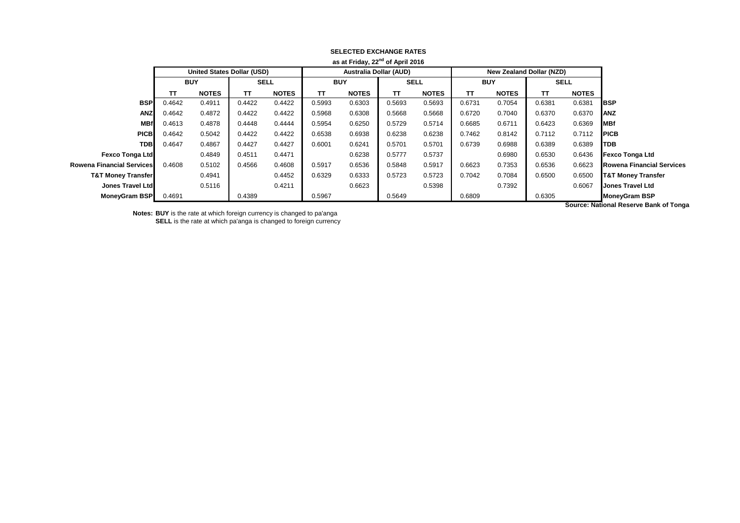**SELECTED EXCHANGE RATES**

**as at Friday, 22nd of April 2016**

| | United States Dollar (USD) | | | | Australia Dollar (AUD) | | | | New Zealand Dollar (NZD) | | | | |
|---|---|---|---|---|---|---|---|---|---|---|---|---|---|
| | BUY | | SELL | | BUY | | SELL | | BUY | | SELL | | |
| | TT | NOTES | TT | NOTES | TT | NOTES | TT | NOTES | TT | NOTES | TT | NOTES | |
| **BSP** | 0.4642 | 0.4911 | 0.4422 | 0.4422 | 0.5993 | 0.6303 | 0.5693 | 0.5693 | 0.6731 | 0.7054 | 0.6381 | 0.6381 | **BSP** |
| **ANZ** | 0.4642 | 0.4872 | 0.4422 | 0.4422 | 0.5968 | 0.6308 | 0.5668 | 0.5668 | 0.6720 | 0.7040 | 0.6370 | 0.6370 | **ANZ** |
| **MBf** | 0.4613 | 0.4878 | 0.4448 | 0.4444 | 0.5954 | 0.6250 | 0.5729 | 0.5714 | 0.6685 | 0.6711 | 0.6423 | 0.6369 | **MBf** |
| **PICB** | 0.4642 | 0.5042 | 0.4422 | 0.4422 | 0.6538 | 0.6938 | 0.6238 | 0.6238 | 0.7462 | 0.8142 | 0.7112 | 0.7112 | **PICB** |
| **TDB** | 0.4647 | 0.4867 | 0.4427 | 0.4427 | 0.6001 | 0.6241 | 0.5701 | 0.5701 | 0.6739 | 0.6988 | 0.6389 | 0.6389 | **TDB** |
| **Fexco Tonga Ltd** | | 0.4849 | 0.4511 | 0.4471 | | 0.6238 | 0.5777 | 0.5737 | | 0.6980 | 0.6530 | 0.6436 | **Fexco Tonga Ltd** |
| **Rowena Financial Services** | 0.4608 | 0.5102 | 0.4566 | 0.4608 | 0.5917 | 0.6536 | 0.5848 | 0.5917 | 0.6623 | 0.7353 | 0.6536 | 0.6623 | **Rowena Financial Services** |
| **T&T Money Transfer** | | 0.4941 | | 0.4452 | 0.6329 | 0.6333 | 0.5723 | 0.5723 | 0.7042 | 0.7084 | 0.6500 | 0.6500 | **T&T Money Transfer** |
| **Jones Travel Ltd** | | 0.5116 | | 0.4211 | | 0.6623 | | 0.5398 | | 0.7392 | | 0.6067 | **Jones Travel Ltd** |
| **MoneyGram BSP** | 0.4691 | | 0.4389 | | 0.5967 | | 0.5649 | | 0.6809 | | 0.6305 | | **MoneyGram BSP** |

**Source: National Reserve Bank of Tonga**

**Notes:** **BUY** is the rate at which foreign currency is changed to pa'anga
**SELL** is the rate at which pa'anga is changed to foreign currency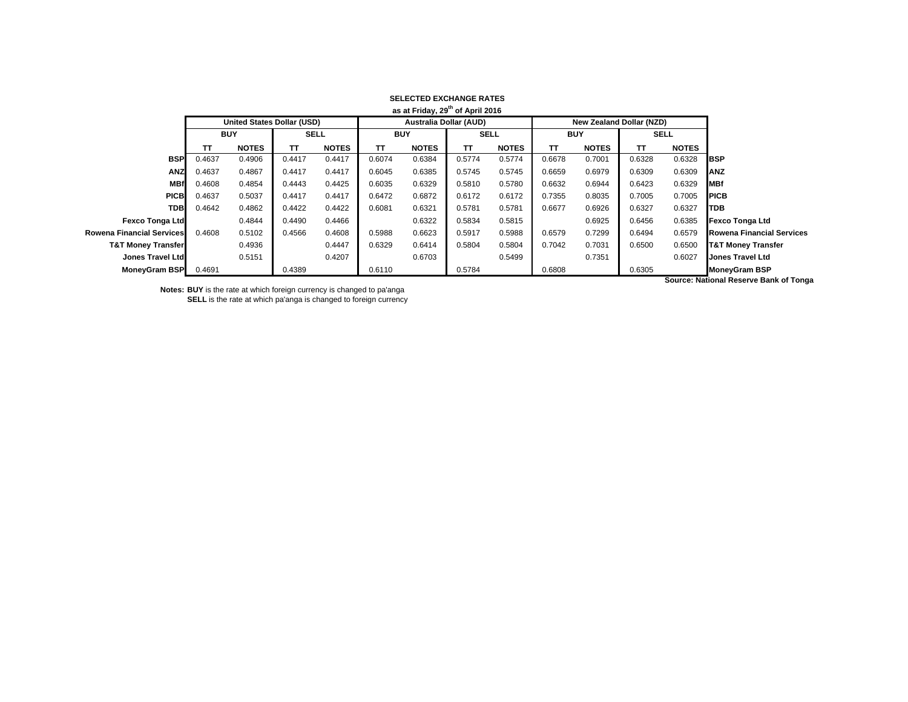**SELECTED EXCHANGE RATES**

**as at Friday, 29th of April 2016**

| | United States Dollar (USD) | | | | Australia Dollar (AUD) | | | | New Zealand Dollar (NZD) | | | | |
|---|---|---|---|---|---|---|---|---|---|---|---|---|---|
| | BUY | | SELL | | BUY | | SELL | | BUY | | SELL | | |
| | TT | NOTES | TT | NOTES | TT | NOTES | TT | NOTES | TT | NOTES | TT | NOTES | |
| **BSP** | 0.4637 | 0.4906 | 0.4417 | 0.4417 | 0.6074 | 0.6384 | 0.5774 | 0.5774 | 0.6678 | 0.7001 | 0.6328 | 0.6328 | **BSP** |
| **ANZ** | 0.4637 | 0.4867 | 0.4417 | 0.4417 | 0.6045 | 0.6385 | 0.5745 | 0.5745 | 0.6659 | 0.6979 | 0.6309 | 0.6309 | **ANZ** |
| **MBf** | 0.4608 | 0.4854 | 0.4443 | 0.4425 | 0.6035 | 0.6329 | 0.5810 | 0.5780 | 0.6632 | 0.6944 | 0.6423 | 0.6329 | **MBf** |
| **PICB** | 0.4637 | 0.5037 | 0.4417 | 0.4417 | 0.6472 | 0.6872 | 0.6172 | 0.6172 | 0.7355 | 0.8035 | 0.7005 | 0.7005 | **PICB** |
| **TDB** | 0.4642 | 0.4862 | 0.4422 | 0.4422 | 0.6081 | 0.6321 | 0.5781 | 0.5781 | 0.6677 | 0.6926 | 0.6327 | 0.6327 | **TDB** |
| **Fexco Tonga Ltd** | | 0.4844 | 0.4490 | 0.4466 | | 0.6322 | 0.5834 | 0.5815 | | 0.6925 | 0.6456 | 0.6385 | **Fexco Tonga Ltd** |
| **Rowena Financial Services** | 0.4608 | 0.5102 | 0.4566 | 0.4608 | 0.5988 | 0.6623 | 0.5917 | 0.5988 | 0.6579 | 0.7299 | 0.6494 | 0.6579 | **Rowena Financial Services** |
| **T&T Money Transfer** | | 0.4936 | | 0.4447 | 0.6329 | 0.6414 | 0.5804 | 0.5804 | 0.7042 | 0.7031 | 0.6500 | 0.6500 | **T&T Money Transfer** |
| **Jones Travel Ltd** | | 0.5151 | | 0.4207 | | 0.6703 | | 0.5499 | | 0.7351 | | 0.6027 | **Jones Travel Ltd** |
| **MoneyGram BSP** | 0.4691 | | 0.4389 | | 0.6110 | | 0.5784 | | 0.6808 | | 0.6305 | | **MoneyGram BSP** |

**Source: National Reserve Bank of Tonga**

**Notes: BUY** is the rate at which foreign currency is changed to pa'anga

**SELL** is the rate at which pa'anga is changed to foreign currency